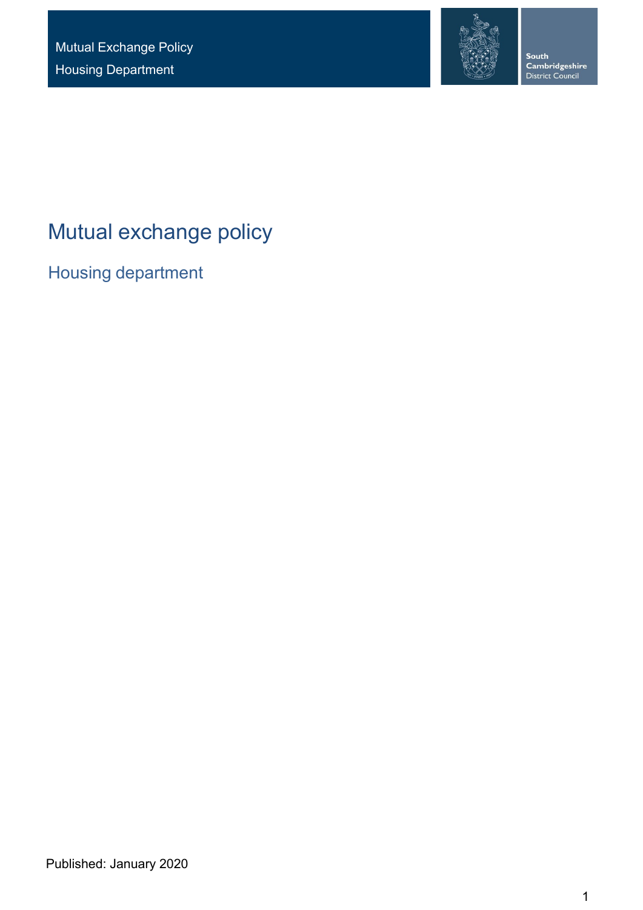Mutual Exchange Policy

Housing Department

South Cambridgeshire District Council

# Mutual exchange policy

## Housing department

Published: January 2020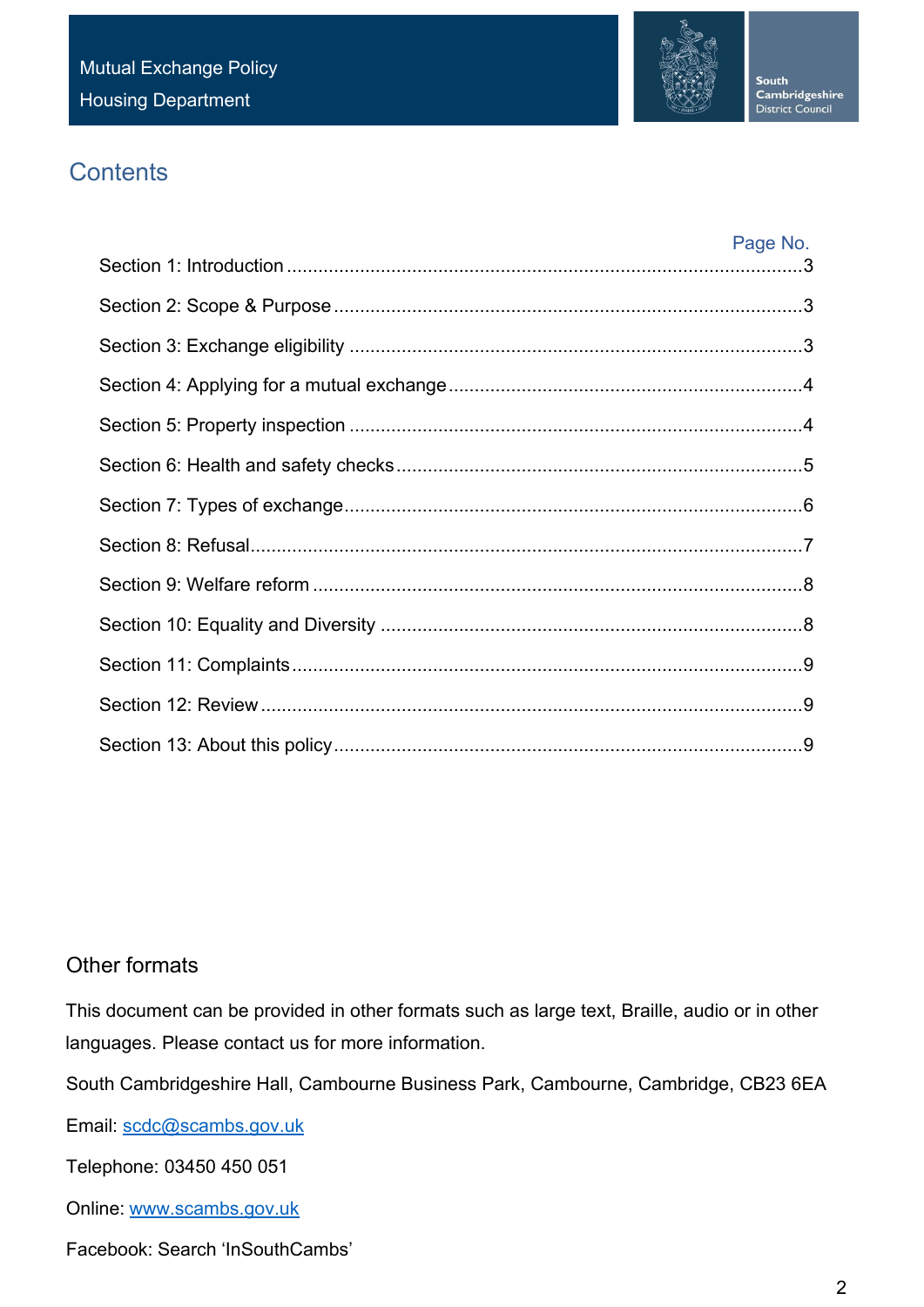## Contents

| | Page No. |
|---|---|
| Section 1: Introduction | 3 |
| Section 2: Scope & Purpose | 3 |
| Section 3: Exchange eligibility | 3 |
| Section 4: Applying for a mutual exchange | 4 |
| Section 5: Property inspection | 4 |
| Section 6: Health and safety checks | 5 |
| Section 7: Types of exchange | 6 |
| Section 8: Refusal | 7 |
| Section 9: Welfare reform | 8 |
| Section 10: Equality and Diversity | 8 |
| Section 11: Complaints | 9 |
| Section 12: Review | 9 |
| Section 13: About this policy | 9 |

## Other formats

This document can be provided in other formats such as large text, Braille, audio or in other languages. Please contact us for more information.

South Cambridgeshire Hall, Cambourne Business Park, Cambourne, Cambridge, CB23 6EA

Email: scdc@scambs.gov.uk

Telephone: 03450 450 051

Online: www.scambs.gov.uk

Facebook: Search 'InSouthCambs'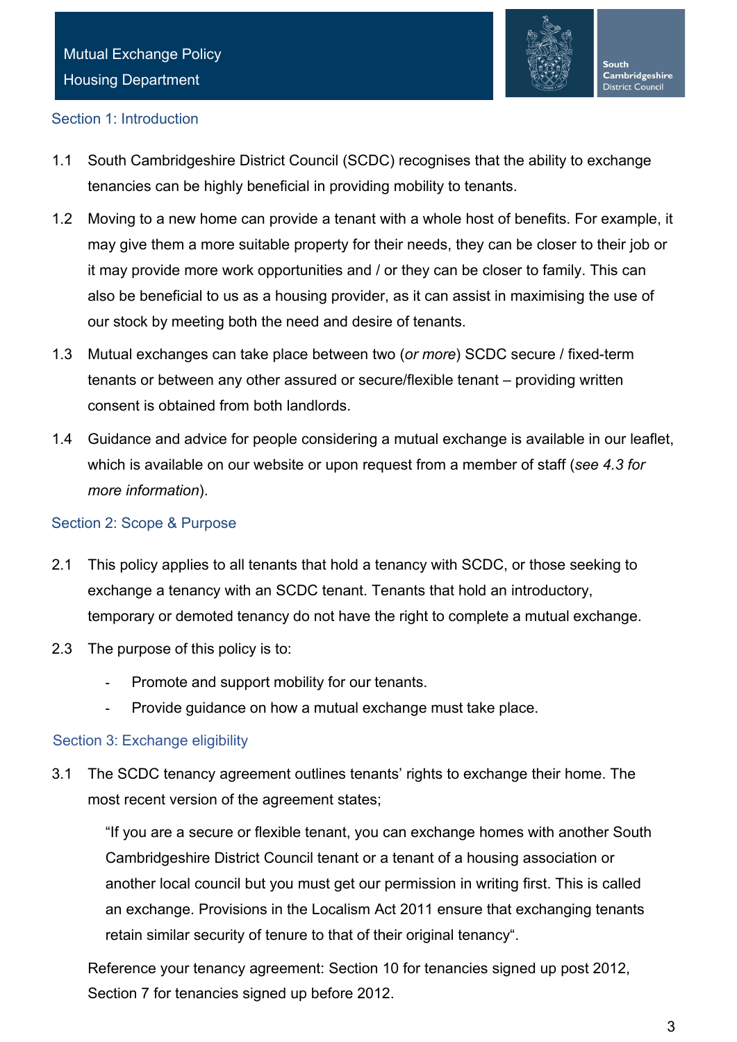## Section 1: Introduction

1.1 South Cambridgeshire District Council (SCDC) recognises that the ability to exchange tenancies can be highly beneficial in providing mobility to tenants.

1.2 Moving to a new home can provide a tenant with a whole host of benefits. For example, it may give them a more suitable property for their needs, they can be closer to their job or it may provide more work opportunities and / or they can be closer to family. This can also be beneficial to us as a housing provider, as it can assist in maximising the use of our stock by meeting both the need and desire of tenants.

1.3 Mutual exchanges can take place between two (*or more*) SCDC secure / fixed-term tenants or between any other assured or secure/flexible tenant – providing written consent is obtained from both landlords.

1.4 Guidance and advice for people considering a mutual exchange is available in our leaflet, which is available on our website or upon request from a member of staff (*see 4.3 for more information*).

## Section 2: Scope & Purpose

2.1 This policy applies to all tenants that hold a tenancy with SCDC, or those seeking to exchange a tenancy with an SCDC tenant. Tenants that hold an introductory, temporary or demoted tenancy do not have the right to complete a mutual exchange.

2.3 The purpose of this policy is to:

- Promote and support mobility for our tenants.
- Provide guidance on how a mutual exchange must take place.

## Section 3: Exchange eligibility

3.1 The SCDC tenancy agreement outlines tenants' rights to exchange their home. The most recent version of the agreement states;

> "If you are a secure or flexible tenant, you can exchange homes with another South Cambridgeshire District Council tenant or a tenant of a housing association or another local council but you must get our permission in writing first. This is called an exchange. Provisions in the Localism Act 2011 ensure that exchanging tenants retain similar security of tenure to that of their original tenancy".

Reference your tenancy agreement: Section 10 for tenancies signed up post 2012, Section 7 for tenancies signed up before 2012.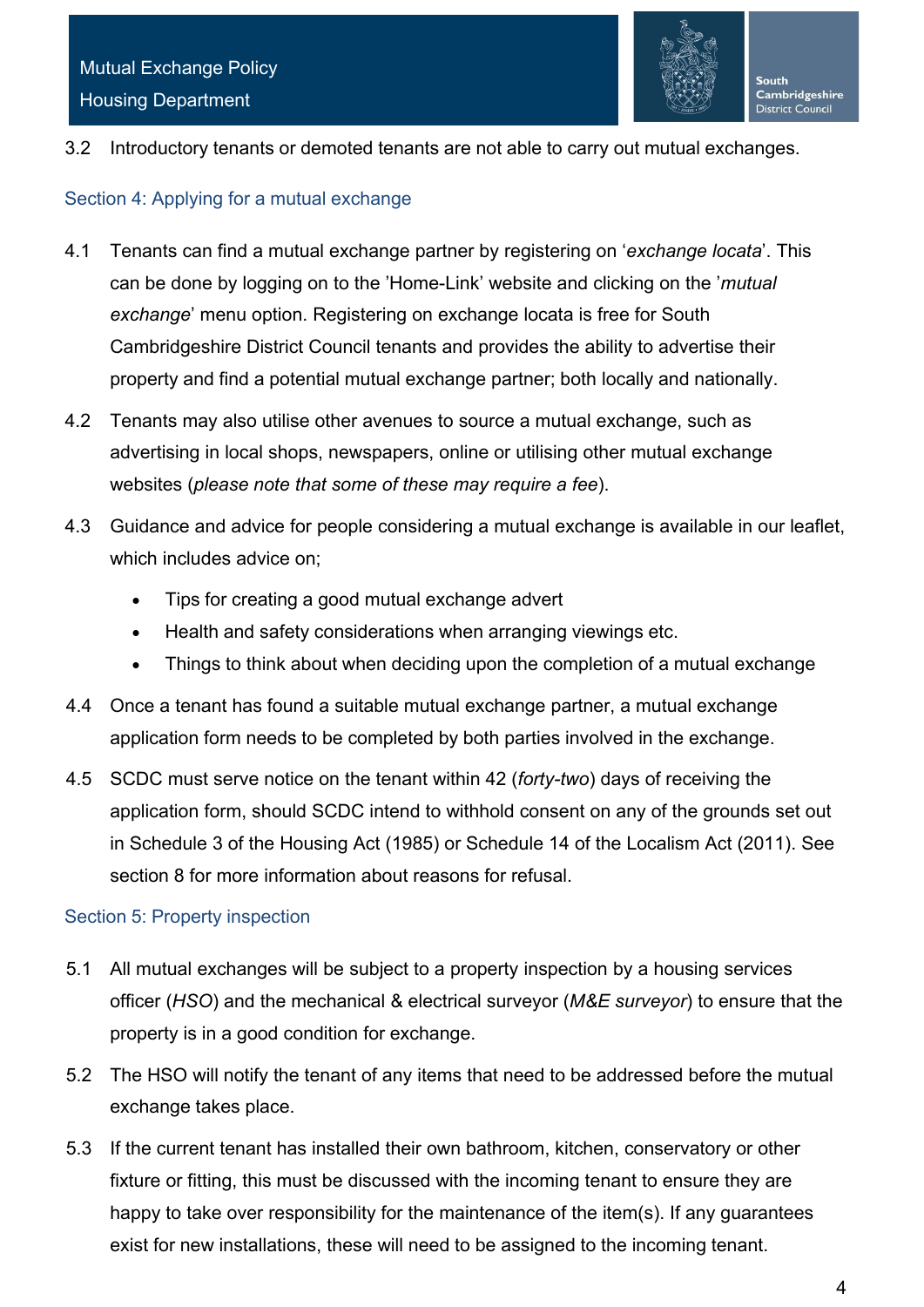3.2 Introductory tenants or demoted tenants are not able to carry out mutual exchanges.

## Section 4: Applying for a mutual exchange

4.1 Tenants can find a mutual exchange partner by registering on '*exchange locata*'. This can be done by logging on to the 'Home-Link' website and clicking on the '*mutual exchange*' menu option. Registering on exchange locata is free for South Cambridgeshire District Council tenants and provides the ability to advertise their property and find a potential mutual exchange partner; both locally and nationally.

4.2 Tenants may also utilise other avenues to source a mutual exchange, such as advertising in local shops, newspapers, online or utilising other mutual exchange websites (*please note that some of these may require a fee*).

4.3 Guidance and advice for people considering a mutual exchange is available in our leaflet, which includes advice on;

- Tips for creating a good mutual exchange advert
- Health and safety considerations when arranging viewings etc.
- Things to think about when deciding upon the completion of a mutual exchange

4.4 Once a tenant has found a suitable mutual exchange partner, a mutual exchange application form needs to be completed by both parties involved in the exchange.

4.5 SCDC must serve notice on the tenant within 42 (*forty-two*) days of receiving the application form, should SCDC intend to withhold consent on any of the grounds set out in Schedule 3 of the Housing Act (1985) or Schedule 14 of the Localism Act (2011). See section 8 for more information about reasons for refusal.

## Section 5: Property inspection

5.1 All mutual exchanges will be subject to a property inspection by a housing services officer (*HSO*) and the mechanical & electrical surveyor (*M&E surveyor*) to ensure that the property is in a good condition for exchange.

5.2 The HSO will notify the tenant of any items that need to be addressed before the mutual exchange takes place.

5.3 If the current tenant has installed their own bathroom, kitchen, conservatory or other fixture or fitting, this must be discussed with the incoming tenant to ensure they are happy to take over responsibility for the maintenance of the item(s). If any guarantees exist for new installations, these will need to be assigned to the incoming tenant.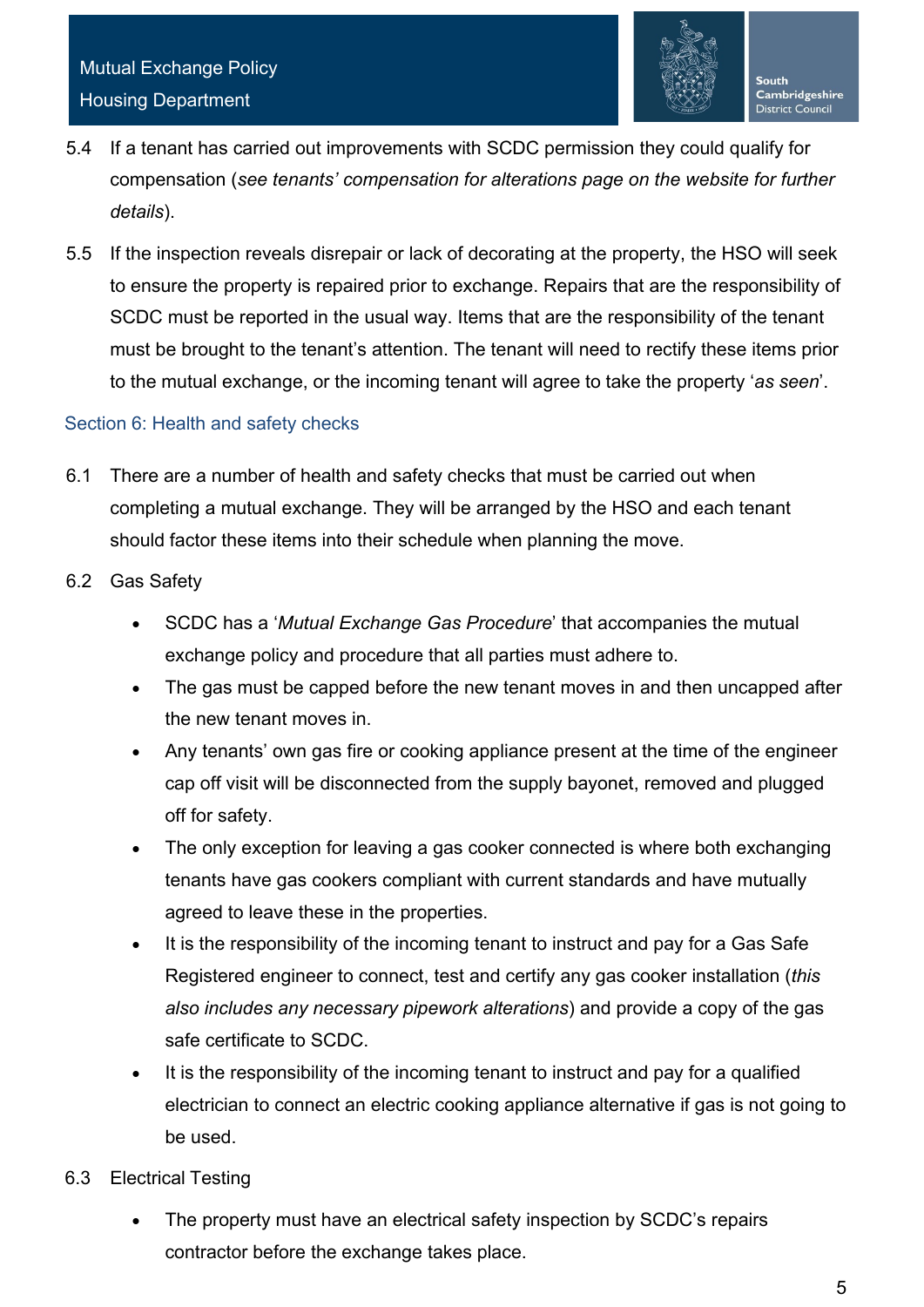5.4 If a tenant has carried out improvements with SCDC permission they could qualify for compensation (*see tenants' compensation for alterations page on the website for further details*).

5.5 If the inspection reveals disrepair or lack of decorating at the property, the HSO will seek to ensure the property is repaired prior to exchange. Repairs that are the responsibility of SCDC must be reported in the usual way. Items that are the responsibility of the tenant must be brought to the tenant's attention. The tenant will need to rectify these items prior to the mutual exchange, or the incoming tenant will agree to take the property '*as seen*'.

## Section 6: Health and safety checks

6.1 There are a number of health and safety checks that must be carried out when completing a mutual exchange. They will be arranged by the HSO and each tenant should factor these items into their schedule when planning the move.

6.2 Gas Safety

- SCDC has a '*Mutual Exchange Gas Procedure*' that accompanies the mutual exchange policy and procedure that all parties must adhere to.
- The gas must be capped before the new tenant moves in and then uncapped after the new tenant moves in.
- Any tenants' own gas fire or cooking appliance present at the time of the engineer cap off visit will be disconnected from the supply bayonet, removed and plugged off for safety.
- The only exception for leaving a gas cooker connected is where both exchanging tenants have gas cookers compliant with current standards and have mutually agreed to leave these in the properties.
- It is the responsibility of the incoming tenant to instruct and pay for a Gas Safe Registered engineer to connect, test and certify any gas cooker installation (*this also includes any necessary pipework alterations*) and provide a copy of the gas safe certificate to SCDC.
- It is the responsibility of the incoming tenant to instruct and pay for a qualified electrician to connect an electric cooking appliance alternative if gas is not going to be used.

6.3 Electrical Testing

- The property must have an electrical safety inspection by SCDC's repairs contractor before the exchange takes place.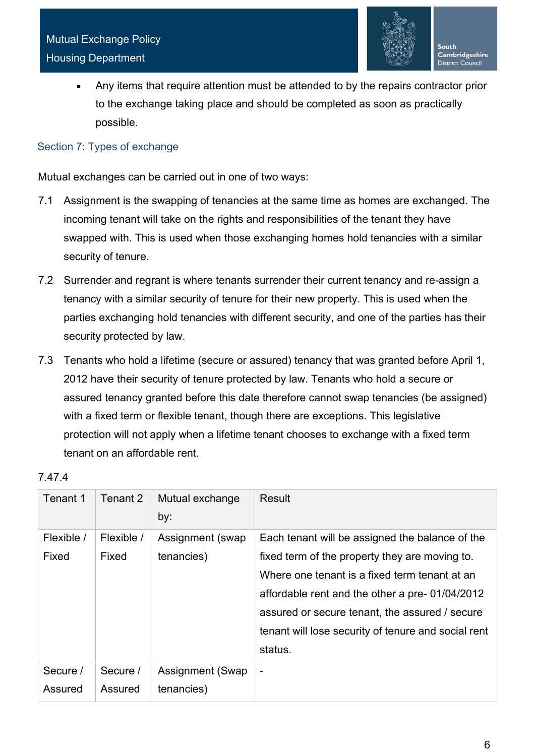- Any items that require attention must be attended to by the repairs contractor prior to the exchange taking place and should be completed as soon as practically possible.

## Section 7: Types of exchange

Mutual exchanges can be carried out in one of two ways:

7.1 Assignment is the swapping of tenancies at the same time as homes are exchanged. The incoming tenant will take on the rights and responsibilities of the tenant they have swapped with. This is used when those exchanging homes hold tenancies with a similar security of tenure.

7.2 Surrender and regrant is where tenants surrender their current tenancy and re-assign a tenancy with a similar security of tenure for their new property. This is used when the parties exchanging hold tenancies with different security, and one of the parties has their security protected by law.

7.3 Tenants who hold a lifetime (secure or assured) tenancy that was granted before April 1, 2012 have their security of tenure protected by law. Tenants who hold a secure or assured tenancy granted before this date therefore cannot swap tenancies (be assigned) with a fixed term or flexible tenant, though there are exceptions. This legislative protection will not apply when a lifetime tenant chooses to exchange with a fixed term tenant on an affordable rent.

7.47.4

| Tenant 1 | Tenant 2 | Mutual exchange by: | Result |
|---|---|---|---|
| Flexible / Fixed | Flexible / Fixed | Assignment (swap tenancies) | Each tenant will be assigned the balance of the fixed term of the property they are moving to. Where one tenant is a fixed term tenant at an affordable rent and the other a pre- 01/04/2012 assured or secure tenant, the assured / secure tenant will lose security of tenure and social rent status. |
| Secure / Assured | Secure / Assured | Assignment (Swap tenancies) | - |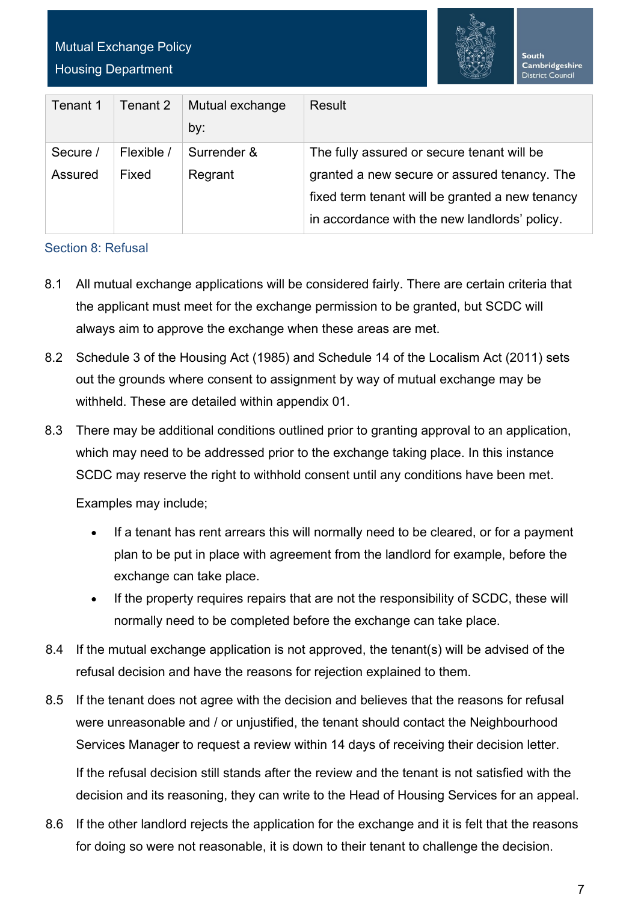| Tenant 1 | Tenant 2 | Mutual exchange by: | Result |
|---|---|---|---|
| Secure / Assured | Flexible / Fixed | Surrender & Regrant | The fully assured or secure tenant will be granted a new secure or assured tenancy. The fixed term tenant will be granted a new tenancy in accordance with the new landlords' policy. |

## Section 8: Refusal

8.1 All mutual exchange applications will be considered fairly. There are certain criteria that the applicant must meet for the exchange permission to be granted, but SCDC will always aim to approve the exchange when these areas are met.

8.2 Schedule 3 of the Housing Act (1985) and Schedule 14 of the Localism Act (2011) sets out the grounds where consent to assignment by way of mutual exchange may be withheld. These are detailed within appendix 01.

8.3 There may be additional conditions outlined prior to granting approval to an application, which may need to be addressed prior to the exchange taking place. In this instance SCDC may reserve the right to withhold consent until any conditions have been met.

Examples may include;

- If a tenant has rent arrears this will normally need to be cleared, or for a payment plan to be put in place with agreement from the landlord for example, before the exchange can take place.
- If the property requires repairs that are not the responsibility of SCDC, these will normally need to be completed before the exchange can take place.

8.4 If the mutual exchange application is not approved, the tenant(s) will be advised of the refusal decision and have the reasons for rejection explained to them.

8.5 If the tenant does not agree with the decision and believes that the reasons for refusal were unreasonable and / or unjustified, the tenant should contact the Neighbourhood Services Manager to request a review within 14 days of receiving their decision letter.

If the refusal decision still stands after the review and the tenant is not satisfied with the decision and its reasoning, they can write to the Head of Housing Services for an appeal.

8.6 If the other landlord rejects the application for the exchange and it is felt that the reasons for doing so were not reasonable, it is down to their tenant to challenge the decision.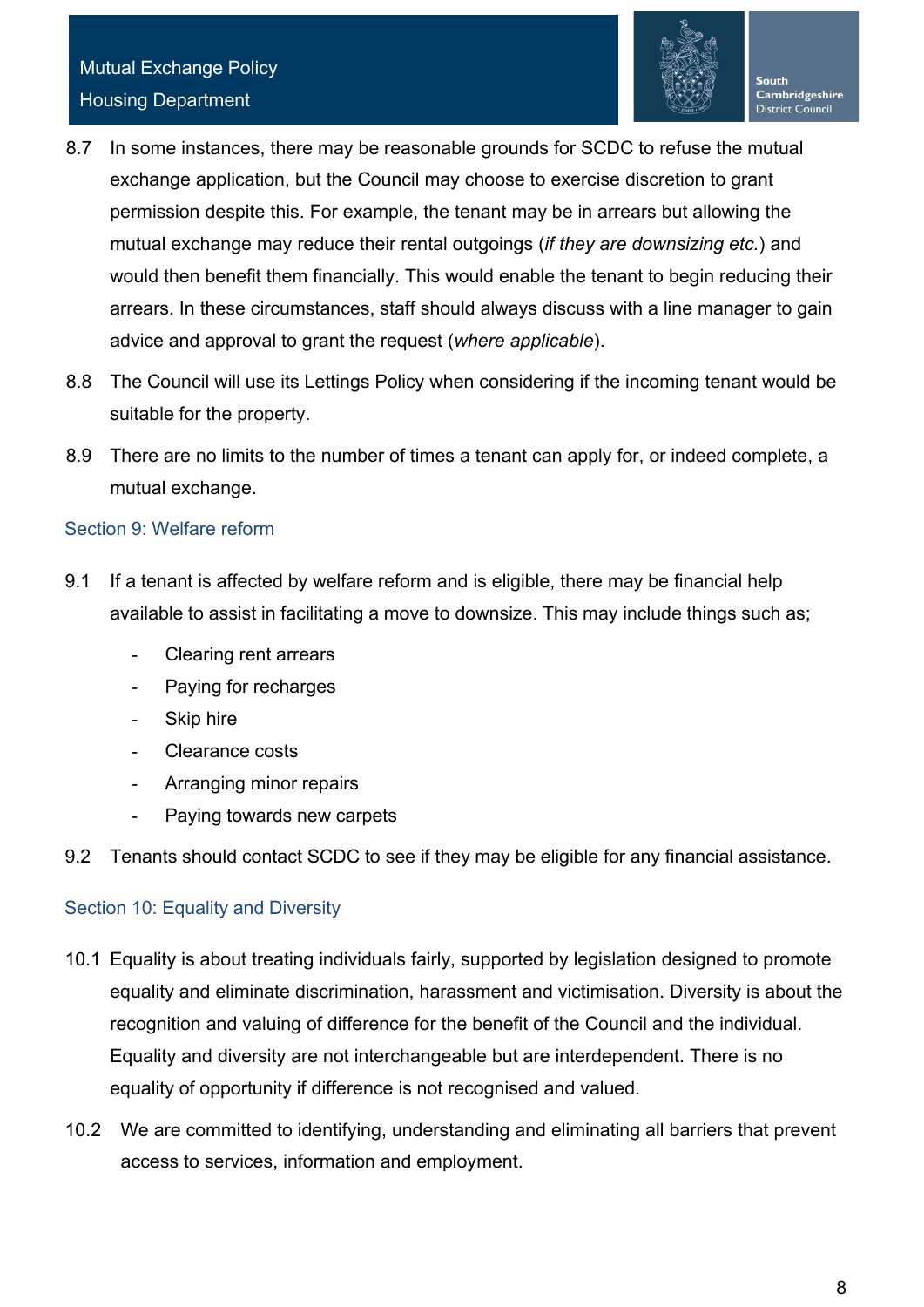8.7 In some instances, there may be reasonable grounds for SCDC to refuse the mutual exchange application, but the Council may choose to exercise discretion to grant permission despite this. For example, the tenant may be in arrears but allowing the mutual exchange may reduce their rental outgoings (*if they are downsizing etc.*) and would then benefit them financially. This would enable the tenant to begin reducing their arrears. In these circumstances, staff should always discuss with a line manager to gain advice and approval to grant the request (*where applicable*).

8.8 The Council will use its Lettings Policy when considering if the incoming tenant would be suitable for the property.

8.9 There are no limits to the number of times a tenant can apply for, or indeed complete, a mutual exchange.

## Section 9: Welfare reform

9.1 If a tenant is affected by welfare reform and is eligible, there may be financial help available to assist in facilitating a move to downsize. This may include things such as;

- Clearing rent arrears
- Paying for recharges
- Skip hire
- Clearance costs
- Arranging minor repairs
- Paying towards new carpets

9.2 Tenants should contact SCDC to see if they may be eligible for any financial assistance.

## Section 10: Equality and Diversity

10.1 Equality is about treating individuals fairly, supported by legislation designed to promote equality and eliminate discrimination, harassment and victimisation. Diversity is about the recognition and valuing of difference for the benefit of the Council and the individual. Equality and diversity are not interchangeable but are interdependent. There is no equality of opportunity if difference is not recognised and valued.

10.2 We are committed to identifying, understanding and eliminating all barriers that prevent access to services, information and employment.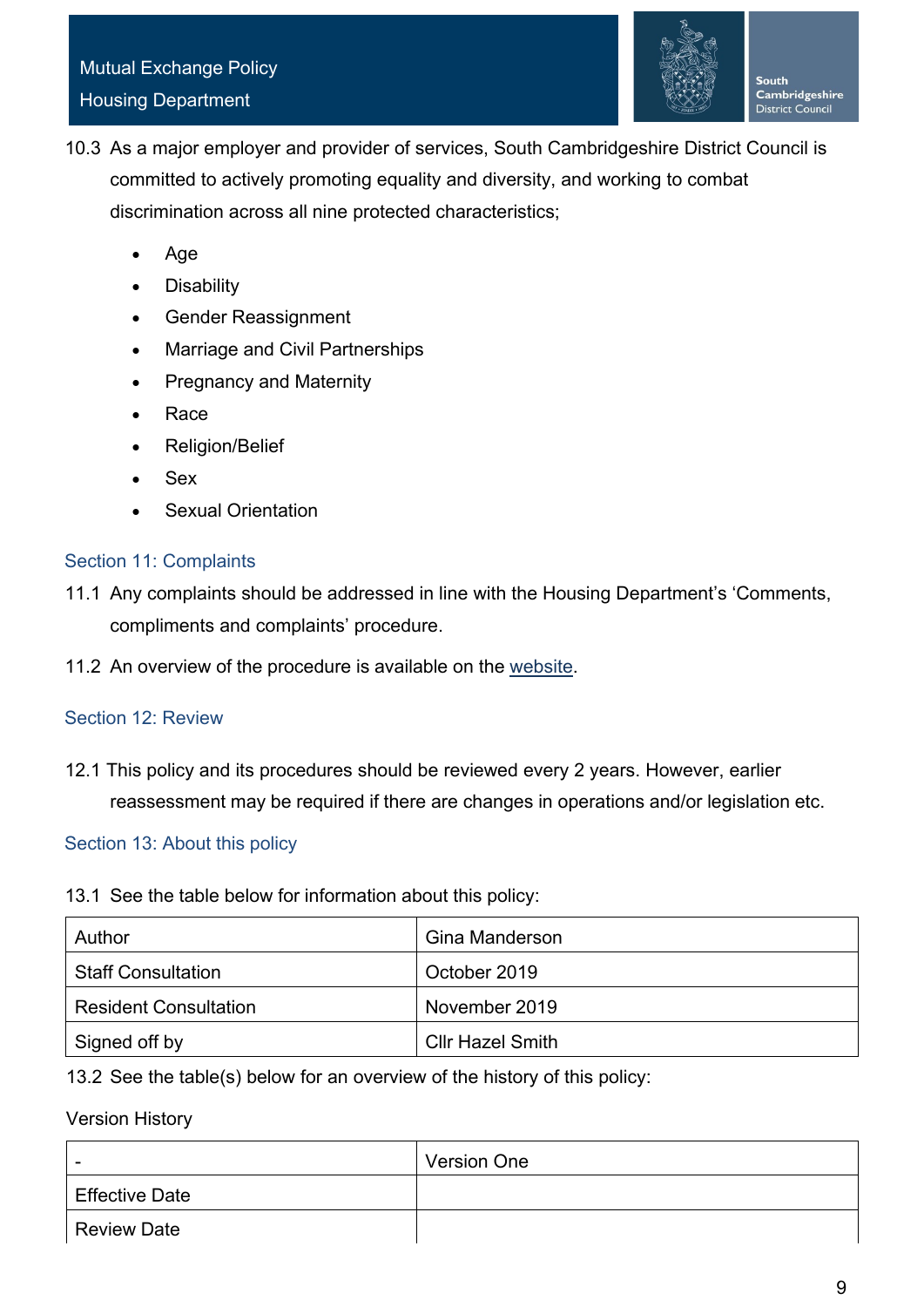10.3 As a major employer and provider of services, South Cambridgeshire District Council is committed to actively promoting equality and diversity, and working to combat discrimination across all nine protected characteristics;

- Age
- Disability
- Gender Reassignment
- Marriage and Civil Partnerships
- Pregnancy and Maternity
- Race
- Religion/Belief
- Sex
- Sexual Orientation

## Section 11: Complaints

11.1 Any complaints should be addressed in line with the Housing Department's 'Comments, compliments and complaints' procedure.

11.2 An overview of the procedure is available on the website.

## Section 12: Review

12.1 This policy and its procedures should be reviewed every 2 years. However, earlier reassessment may be required if there are changes in operations and/or legislation etc.

## Section 13: About this policy

13.1 See the table below for information about this policy:

| | |
|---|---|
| Author | Gina Manderson |
| Staff Consultation | October 2019 |
| Resident Consultation | November 2019 |
| Signed off by | Cllr Hazel Smith |

13.2 See the table(s) below for an overview of the history of this policy:

Version History

| - | Version One |
|---|---|
| Effective Date | |
| Review Date | |